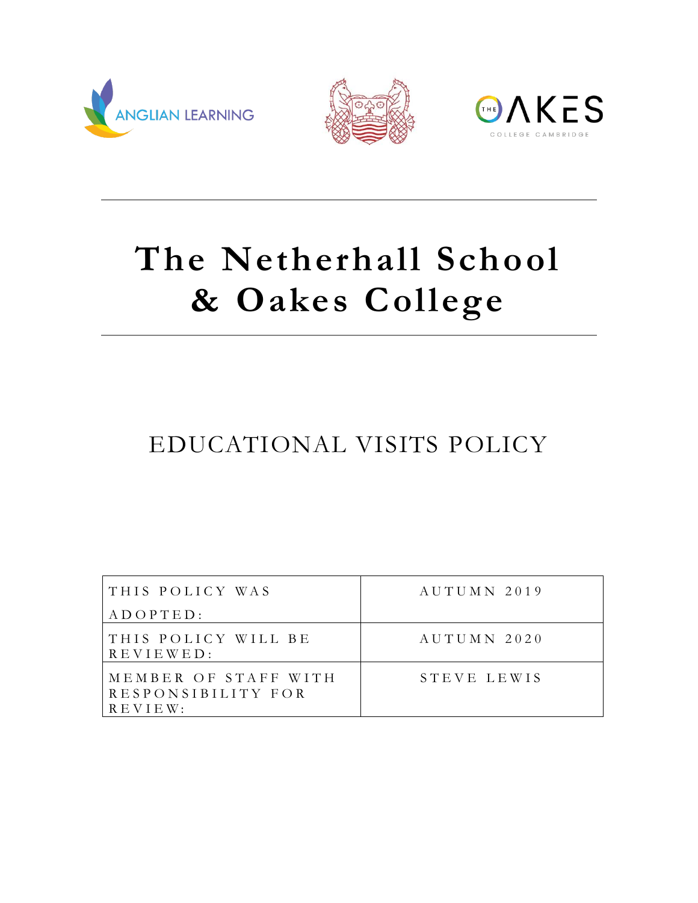ANGLIAN LEARNING

THE OAKES COLLEGE CAMBRIDGE

# The Netherhall School & Oakes College

## EDUCATIONAL VISITS POLICY

| THIS POLICY WAS ADOPTED: | AUTUMN 2019 |
| --- | --- |
| THIS POLICY WILL BE REVIEWED: | AUTUMN 2020 |
| MEMBER OF STAFF WITH RESPONSIBILITY FOR REVIEW: | STEVE LEWIS |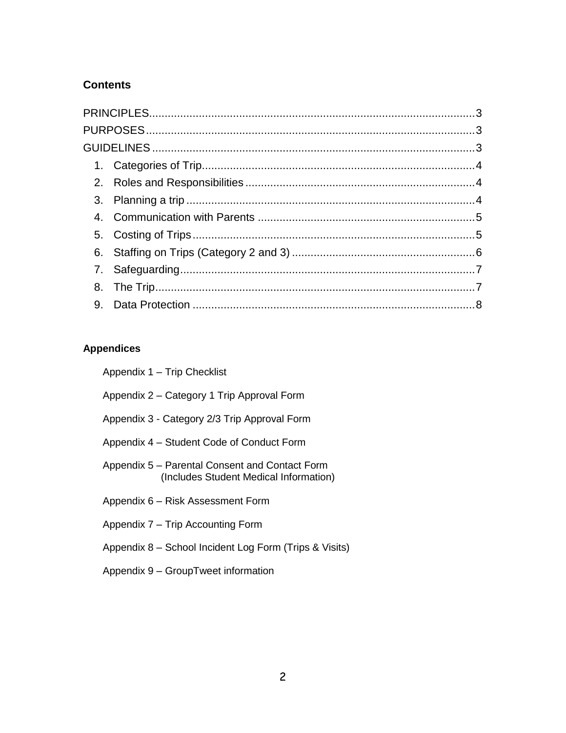## Contents

PRINCIPLES.......................................................................................................3
PURPOSES.........................................................................................................3
GUIDELINES .......................................................................................................3

1. Categories of Trip.......................................................................................4
2. Roles and Responsibilities ..........................................................................4
3. Planning a trip ............................................................................................4
4. Communication with Parents ......................................................................5
5. Costing of Trips ..........................................................................................5
6. Staffing on Trips (Category 2 and 3) ...........................................................6
7. Safeguarding...............................................................................................7
8. The Trip......................................................................................................7
9. Data Protection ...........................................................................................8

### Appendices

Appendix 1 – Trip Checklist

Appendix 2 – Category 1 Trip Approval Form

Appendix 3 - Category 2/3 Trip Approval Form

Appendix 4 – Student Code of Conduct Form

Appendix 5 – Parental Consent and Contact Form
(Includes Student Medical Information)

Appendix 6 – Risk Assessment Form

Appendix 7 – Trip Accounting Form

Appendix 8 – School Incident Log Form (Trips & Visits)

Appendix 9 – GroupTweet information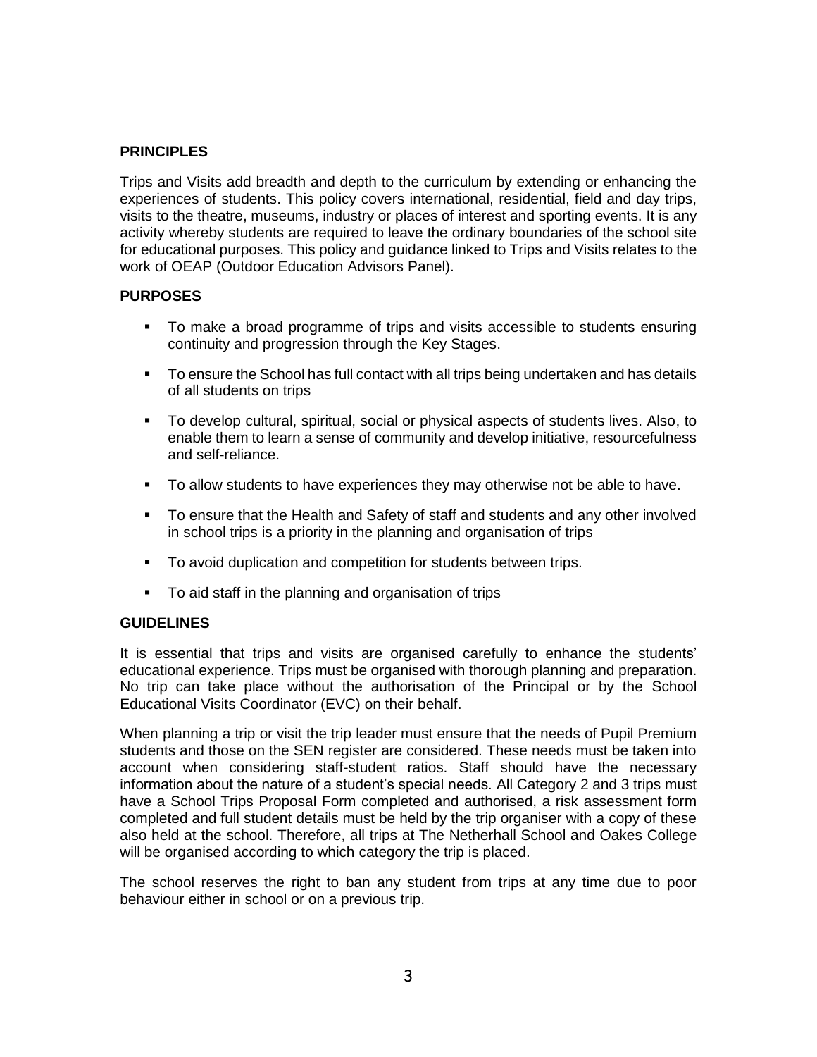## PRINCIPLES

Trips and Visits add breadth and depth to the curriculum by extending or enhancing the experiences of students. This policy covers international, residential, field and day trips, visits to the theatre, museums, industry or places of interest and sporting events. It is any activity whereby students are required to leave the ordinary boundaries of the school site for educational purposes. This policy and guidance linked to Trips and Visits relates to the work of OEAP (Outdoor Education Advisors Panel).

## PURPOSES

- To make a broad programme of trips and visits accessible to students ensuring continuity and progression through the Key Stages.
- To ensure the School has full contact with all trips being undertaken and has details of all students on trips
- To develop cultural, spiritual, social or physical aspects of students lives. Also, to enable them to learn a sense of community and develop initiative, resourcefulness and self-reliance.
- To allow students to have experiences they may otherwise not be able to have.
- To ensure that the Health and Safety of staff and students and any other involved in school trips is a priority in the planning and organisation of trips
- To avoid duplication and competition for students between trips.
- To aid staff in the planning and organisation of trips

## GUIDELINES

It is essential that trips and visits are organised carefully to enhance the students' educational experience. Trips must be organised with thorough planning and preparation. No trip can take place without the authorisation of the Principal or by the School Educational Visits Coordinator (EVC) on their behalf.

When planning a trip or visit the trip leader must ensure that the needs of Pupil Premium students and those on the SEN register are considered. These needs must be taken into account when considering staff-student ratios. Staff should have the necessary information about the nature of a student's special needs. All Category 2 and 3 trips must have a School Trips Proposal Form completed and authorised, a risk assessment form completed and full student details must be held by the trip organiser with a copy of these also held at the school. Therefore, all trips at The Netherhall School and Oakes College will be organised according to which category the trip is placed.

The school reserves the right to ban any student from trips at any time due to poor behaviour either in school or on a previous trip.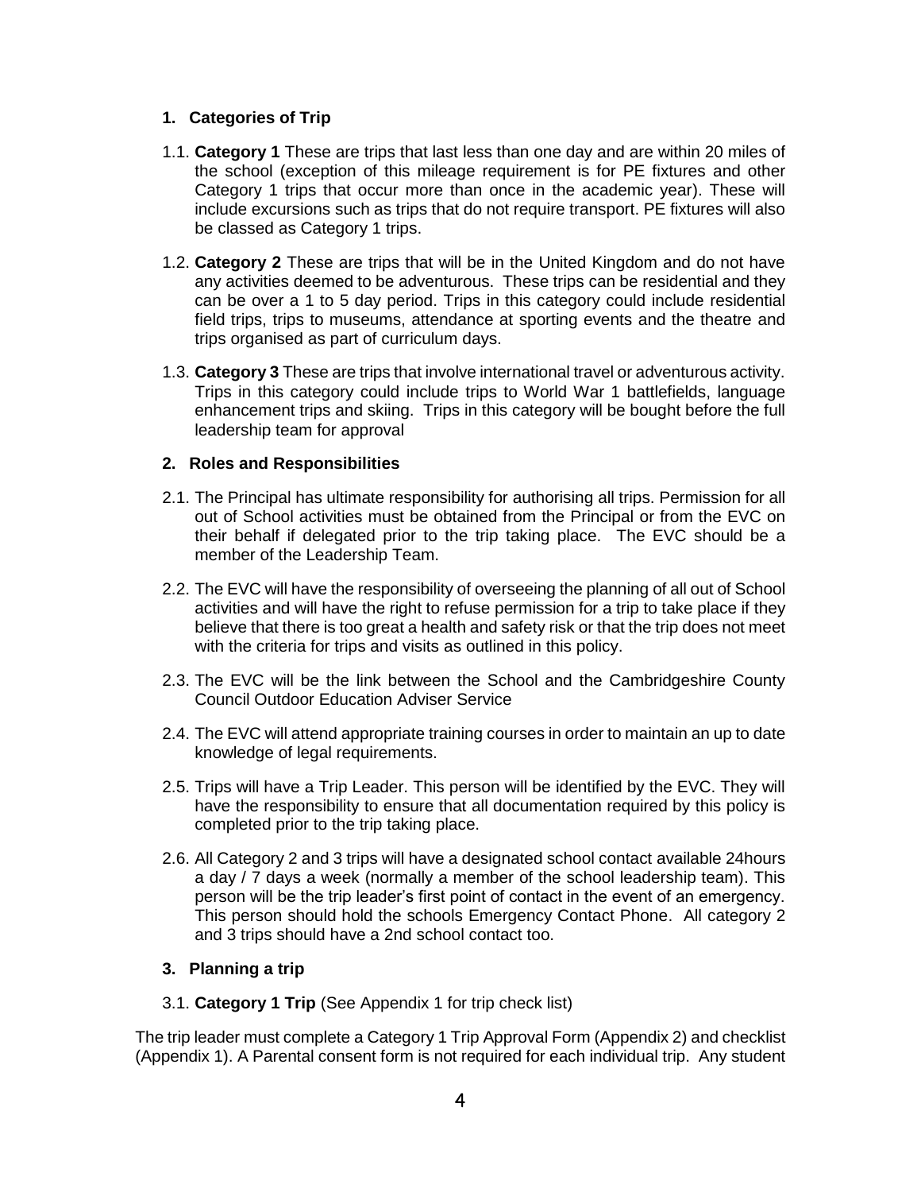## 1. Categories of Trip

1.1. **Category 1** These are trips that last less than one day and are within 20 miles of the school (exception of this mileage requirement is for PE fixtures and other Category 1 trips that occur more than once in the academic year). These will include excursions such as trips that do not require transport. PE fixtures will also be classed as Category 1 trips.

1.2. **Category 2** These are trips that will be in the United Kingdom and do not have any activities deemed to be adventurous. These trips can be residential and they can be over a 1 to 5 day period. Trips in this category could include residential field trips, trips to museums, attendance at sporting events and the theatre and trips organised as part of curriculum days.

1.3. **Category 3** These are trips that involve international travel or adventurous activity. Trips in this category could include trips to World War 1 battlefields, language enhancement trips and skiing. Trips in this category will be bought before the full leadership team for approval

## 2. Roles and Responsibilities

2.1. The Principal has ultimate responsibility for authorising all trips. Permission for all out of School activities must be obtained from the Principal or from the EVC on their behalf if delegated prior to the trip taking place. The EVC should be a member of the Leadership Team.

2.2. The EVC will have the responsibility of overseeing the planning of all out of School activities and will have the right to refuse permission for a trip to take place if they believe that there is too great a health and safety risk or that the trip does not meet with the criteria for trips and visits as outlined in this policy.

2.3. The EVC will be the link between the School and the Cambridgeshire County Council Outdoor Education Adviser Service

2.4. The EVC will attend appropriate training courses in order to maintain an up to date knowledge of legal requirements.

2.5. Trips will have a Trip Leader. This person will be identified by the EVC. They will have the responsibility to ensure that all documentation required by this policy is completed prior to the trip taking place.

2.6. All Category 2 and 3 trips will have a designated school contact available 24hours a day / 7 days a week (normally a member of the school leadership team). This person will be the trip leader's first point of contact in the event of an emergency. This person should hold the schools Emergency Contact Phone. All category 2 and 3 trips should have a 2nd school contact too.

## 3. Planning a trip

3.1. **Category 1 Trip** (See Appendix 1 for trip check list)

The trip leader must complete a Category 1 Trip Approval Form (Appendix 2) and checklist (Appendix 1). A Parental consent form is not required for each individual trip. Any student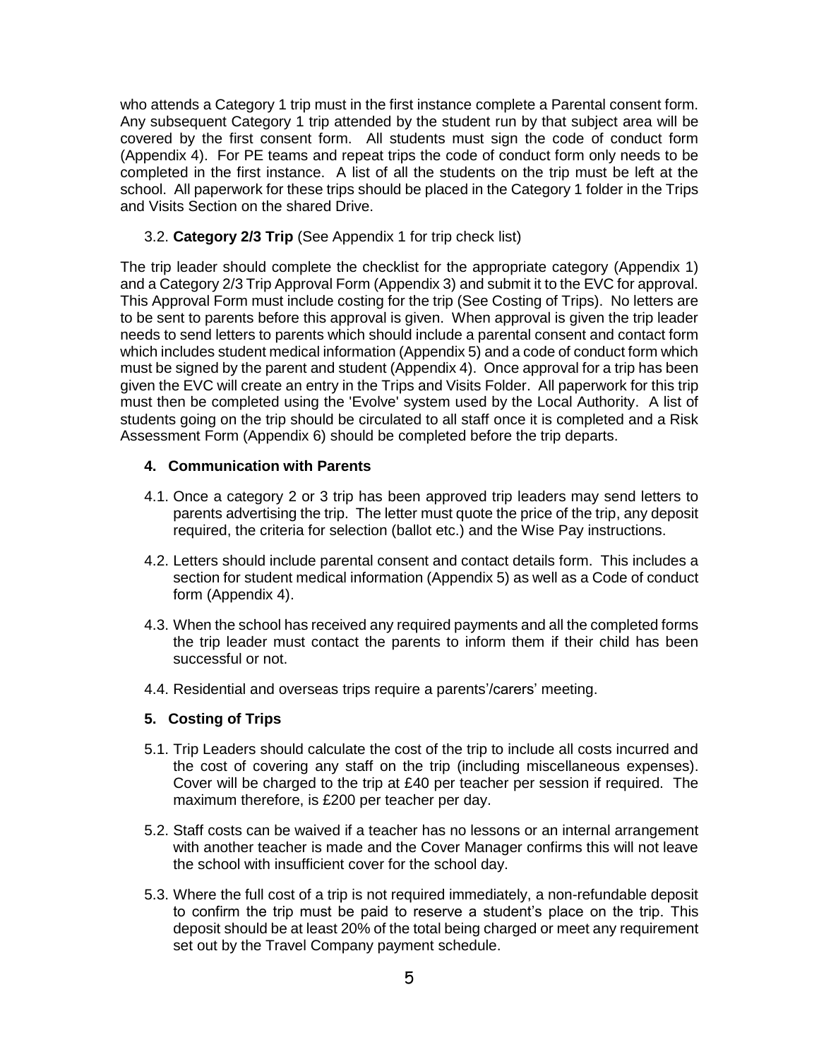who attends a Category 1 trip must in the first instance complete a Parental consent form. Any subsequent Category 1 trip attended by the student run by that subject area will be covered by the first consent form. All students must sign the code of conduct form (Appendix 4). For PE teams and repeat trips the code of conduct form only needs to be completed in the first instance. A list of all the students on the trip must be left at the school. All paperwork for these trips should be placed in the Category 1 folder in the Trips and Visits Section on the shared Drive.

3.2. **Category 2/3 Trip** (See Appendix 1 for trip check list)

The trip leader should complete the checklist for the appropriate category (Appendix 1) and a Category 2/3 Trip Approval Form (Appendix 3) and submit it to the EVC for approval. This Approval Form must include costing for the trip (See Costing of Trips). No letters are to be sent to parents before this approval is given. When approval is given the trip leader needs to send letters to parents which should include a parental consent and contact form which includes student medical information (Appendix 5) and a code of conduct form which must be signed by the parent and student (Appendix 4). Once approval for a trip has been given the EVC will create an entry in the Trips and Visits Folder. All paperwork for this trip must then be completed using the 'Evolve' system used by the Local Authority. A list of students going on the trip should be circulated to all staff once it is completed and a Risk Assessment Form (Appendix 6) should be completed before the trip departs.

## 4. Communication with Parents

4.1. Once a category 2 or 3 trip has been approved trip leaders may send letters to parents advertising the trip. The letter must quote the price of the trip, any deposit required, the criteria for selection (ballot etc.) and the Wise Pay instructions.

4.2. Letters should include parental consent and contact details form. This includes a section for student medical information (Appendix 5) as well as a Code of conduct form (Appendix 4).

4.3. When the school has received any required payments and all the completed forms the trip leader must contact the parents to inform them if their child has been successful or not.

4.4. Residential and overseas trips require a parents'/carers' meeting.

## 5. Costing of Trips

5.1. Trip Leaders should calculate the cost of the trip to include all costs incurred and the cost of covering any staff on the trip (including miscellaneous expenses). Cover will be charged to the trip at £40 per teacher per session if required. The maximum therefore, is £200 per teacher per day.

5.2. Staff costs can be waived if a teacher has no lessons or an internal arrangement with another teacher is made and the Cover Manager confirms this will not leave the school with insufficient cover for the school day.

5.3. Where the full cost of a trip is not required immediately, a non-refundable deposit to confirm the trip must be paid to reserve a student's place on the trip. This deposit should be at least 20% of the total being charged or meet any requirement set out by the Travel Company payment schedule.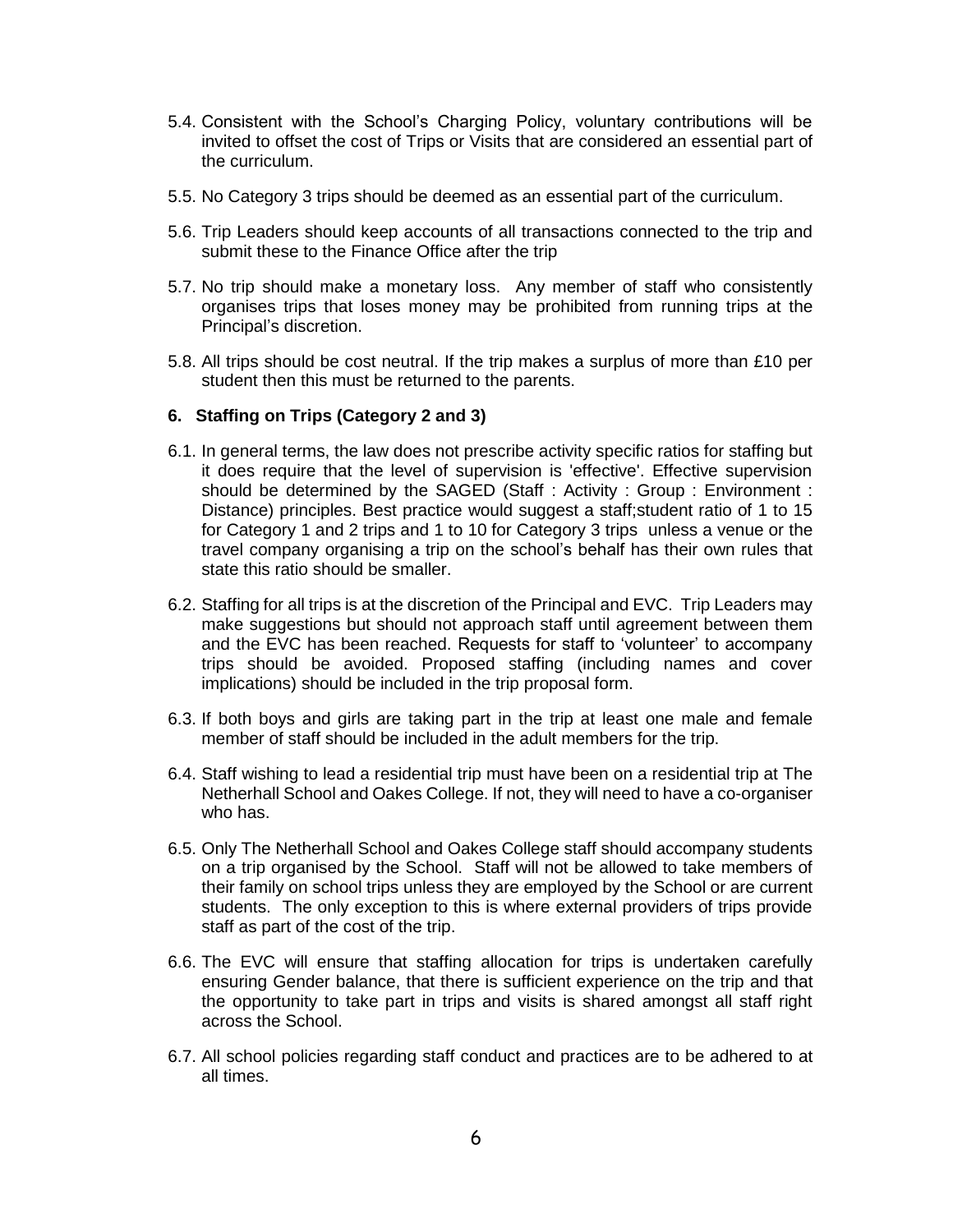5.4. Consistent with the School's Charging Policy, voluntary contributions will be invited to offset the cost of Trips or Visits that are considered an essential part of the curriculum.

5.5. No Category 3 trips should be deemed as an essential part of the curriculum.

5.6. Trip Leaders should keep accounts of all transactions connected to the trip and submit these to the Finance Office after the trip

5.7. No trip should make a monetary loss. Any member of staff who consistently organises trips that loses money may be prohibited from running trips at the Principal's discretion.

5.8. All trips should be cost neutral. If the trip makes a surplus of more than £10 per student then this must be returned to the parents.

## 6. Staffing on Trips (Category 2 and 3)

6.1. In general terms, the law does not prescribe activity specific ratios for staffing but it does require that the level of supervision is 'effective'. Effective supervision should be determined by the SAGED (Staff : Activity : Group : Environment : Distance) principles. Best practice would suggest a staff;student ratio of 1 to 15 for Category 1 and 2 trips and 1 to 10 for Category 3 trips unless a venue or the travel company organising a trip on the school's behalf has their own rules that state this ratio should be smaller.

6.2. Staffing for all trips is at the discretion of the Principal and EVC. Trip Leaders may make suggestions but should not approach staff until agreement between them and the EVC has been reached. Requests for staff to 'volunteer' to accompany trips should be avoided. Proposed staffing (including names and cover implications) should be included in the trip proposal form.

6.3. If both boys and girls are taking part in the trip at least one male and female member of staff should be included in the adult members for the trip.

6.4. Staff wishing to lead a residential trip must have been on a residential trip at The Netherhall School and Oakes College. If not, they will need to have a co-organiser who has.

6.5. Only The Netherhall School and Oakes College staff should accompany students on a trip organised by the School. Staff will not be allowed to take members of their family on school trips unless they are employed by the School or are current students. The only exception to this is where external providers of trips provide staff as part of the cost of the trip.

6.6. The EVC will ensure that staffing allocation for trips is undertaken carefully ensuring Gender balance, that there is sufficient experience on the trip and that the opportunity to take part in trips and visits is shared amongst all staff right across the School.

6.7. All school policies regarding staff conduct and practices are to be adhered to at all times.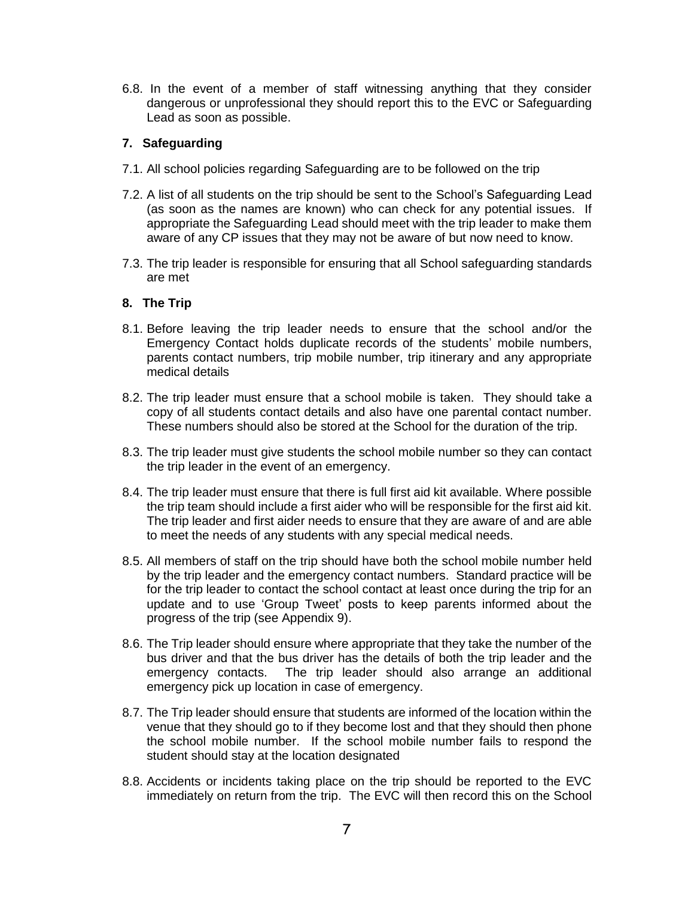6.8. In the event of a member of staff witnessing anything that they consider dangerous or unprofessional they should report this to the EVC or Safeguarding Lead as soon as possible.

### 7. Safeguarding

7.1. All school policies regarding Safeguarding are to be followed on the trip

7.2. A list of all students on the trip should be sent to the School's Safeguarding Lead (as soon as the names are known) who can check for any potential issues. If appropriate the Safeguarding Lead should meet with the trip leader to make them aware of any CP issues that they may not be aware of but now need to know.

7.3. The trip leader is responsible for ensuring that all School safeguarding standards are met

### 8. The Trip

8.1. Before leaving the trip leader needs to ensure that the school and/or the Emergency Contact holds duplicate records of the students' mobile numbers, parents contact numbers, trip mobile number, trip itinerary and any appropriate medical details

8.2. The trip leader must ensure that a school mobile is taken. They should take a copy of all students contact details and also have one parental contact number. These numbers should also be stored at the School for the duration of the trip.

8.3. The trip leader must give students the school mobile number so they can contact the trip leader in the event of an emergency.

8.4. The trip leader must ensure that there is full first aid kit available. Where possible the trip team should include a first aider who will be responsible for the first aid kit. The trip leader and first aider needs to ensure that they are aware of and are able to meet the needs of any students with any special medical needs.

8.5. All members of staff on the trip should have both the school mobile number held by the trip leader and the emergency contact numbers. Standard practice will be for the trip leader to contact the school contact at least once during the trip for an update and to use 'Group Tweet' posts to keep parents informed about the progress of the trip (see Appendix 9).

8.6. The Trip leader should ensure where appropriate that they take the number of the bus driver and that the bus driver has the details of both the trip leader and the emergency contacts. The trip leader should also arrange an additional emergency pick up location in case of emergency.

8.7. The Trip leader should ensure that students are informed of the location within the venue that they should go to if they become lost and that they should then phone the school mobile number. If the school mobile number fails to respond the student should stay at the location designated

8.8. Accidents or incidents taking place on the trip should be reported to the EVC immediately on return from the trip. The EVC will then record this on the School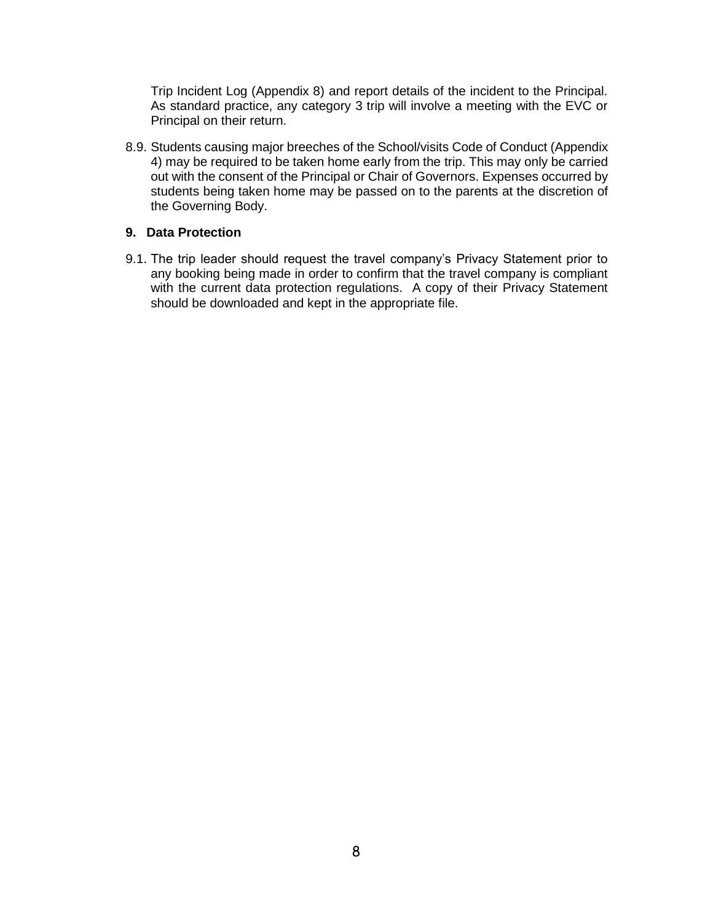Trip Incident Log (Appendix 8) and report details of the incident to the Principal. As standard practice, any category 3 trip will involve a meeting with the EVC or Principal on their return.

8.9. Students causing major breeches of the School/visits Code of Conduct (Appendix 4) may be required to be taken home early from the trip. This may only be carried out with the consent of the Principal or Chair of Governors. Expenses occurred by students being taken home may be passed on to the parents at the discretion of the Governing Body.

## 9. Data Protection

9.1. The trip leader should request the travel company's Privacy Statement prior to any booking being made in order to confirm that the travel company is compliant with the current data protection regulations. A copy of their Privacy Statement should be downloaded and kept in the appropriate file.